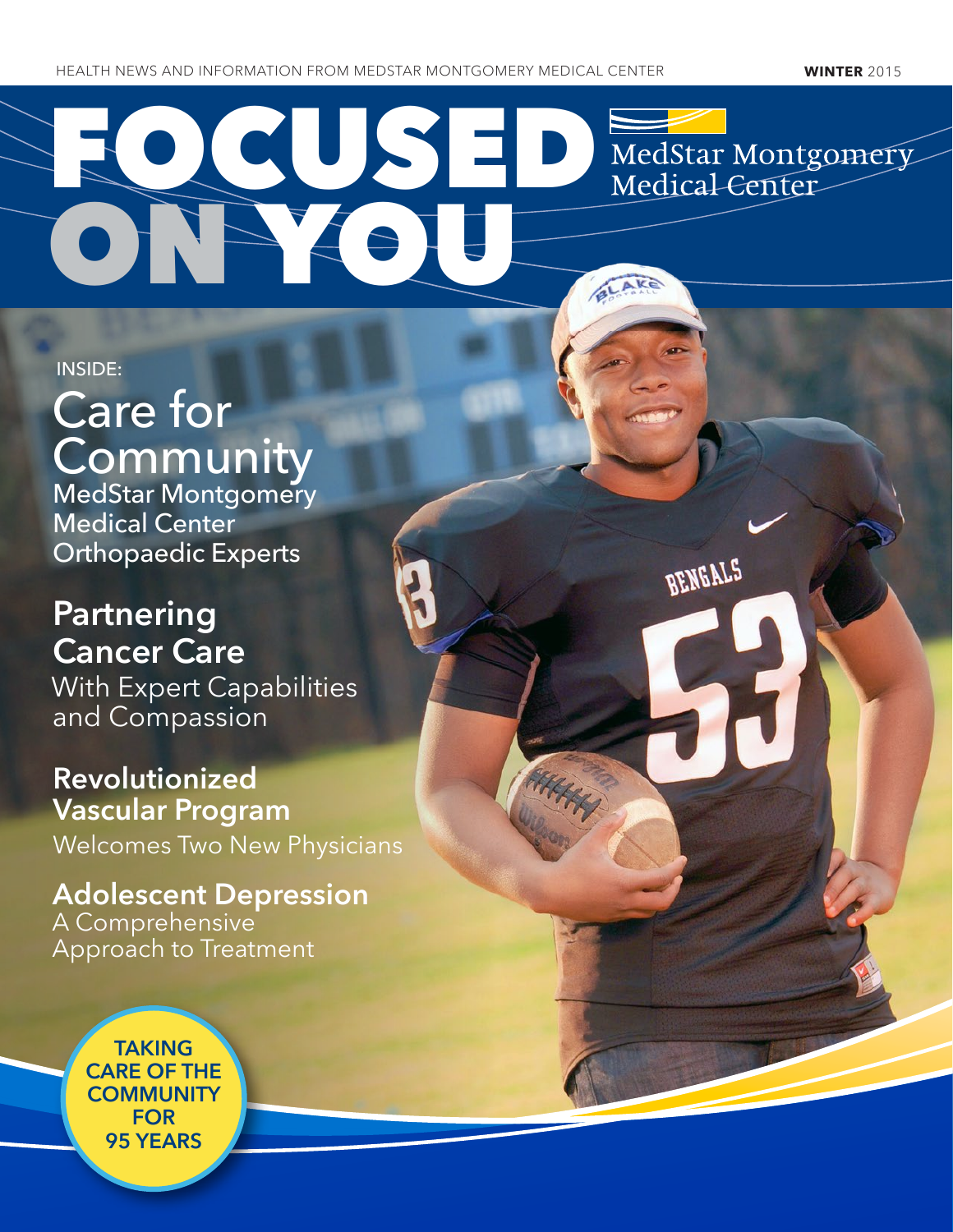HEALTH NEWS AND INFORMATION FROM MEDSTAR MONTGOMERY MEDICAL CENTER **WINTER** 2015

# FOCUSED ON YOU

MedStar Montgomery Medical Center

INSIDE:

## Care for Community
MedStar Montgomery Medical Center Orthopaedic Experts

## Partnering Cancer Care
With Expert Capabilities and Compassion

## Revolutionized Vascular Program
Welcomes Two New Physicians

## Adolescent Depression
A Comprehensive Approach to Treatment

**TAKING CARE OF THE COMMUNITY FOR 95 YEARS**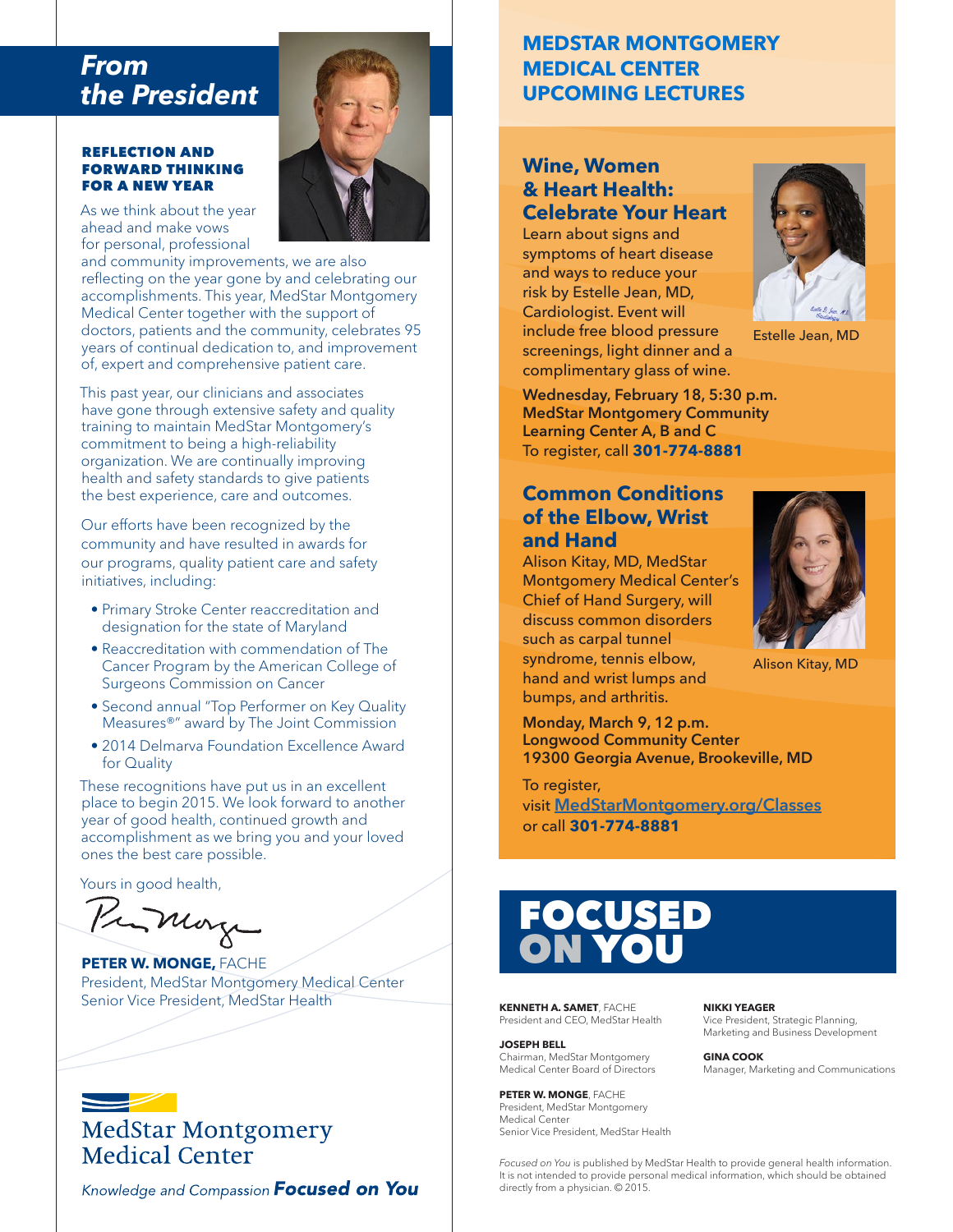## *From the President*

### REFLECTION AND FORWARD THINKING FOR A NEW YEAR

As we think about the year ahead and make vows for personal, professional and community improvements, we are also reflecting on the year gone by and celebrating our accomplishments. This year, MedStar Montgomery Medical Center together with the support of doctors, patients and the community, celebrates 95 years of continual dedication to, and improvement of, expert and comprehensive patient care.

This past year, our clinicians and associates have gone through extensive safety and quality training to maintain MedStar Montgomery's commitment to being a high-reliability organization. We are continually improving health and safety standards to give patients the best experience, care and outcomes.

Our efforts have been recognized by the community and have resulted in awards for our programs, quality patient care and safety initiatives, including:

- Primary Stroke Center reaccreditation and designation for the state of Maryland
- Reaccreditation with commendation of The Cancer Program by the American College of Surgeons Commission on Cancer
- Second annual "Top Performer on Key Quality Measures®" award by The Joint Commission
- 2014 Delmarva Foundation Excellence Award for Quality

These recognitions have put us in an excellent place to begin 2015. We look forward to another year of good health, continued growth and accomplishment as we bring you and your loved ones the best care possible.

Yours in good health,

**PETER W. MONGE,** FACHE
President, MedStar Montgomery Medical Center
Senior Vice President, MedStar Health

MedStar Montgomery Medical Center

*Knowledge and Compassion* ***Focused on You***

## MEDSTAR MONTGOMERY MEDICAL CENTER UPCOMING LECTURES

### Wine, Women & Heart Health: Celebrate Your Heart

Learn about signs and symptoms of heart disease and ways to reduce your risk by Estelle Jean, MD, Cardiologist. Event will include free blood pressure screenings, light dinner and a complimentary glass of wine.

Estelle Jean, MD

**Wednesday, February 18, 5:30 p.m.**
**MedStar Montgomery Community Learning Center A, B and C**
To register, call **301-774-8881**

### Common Conditions of the Elbow, Wrist and Hand

Alison Kitay, MD, MedStar Montgomery Medical Center's Chief of Hand Surgery, will discuss common disorders such as carpal tunnel syndrome, tennis elbow, hand and wrist lumps and bumps, and arthritis.

Alison Kitay, MD

**Monday, March 9, 12 p.m.**
**Longwood Community Center**
**19300 Georgia Avenue, Brookeville, MD**

To register, visit MedStarMontgomery.org/Classes or call **301-774-8881**

## FOCUSED ON YOU

**KENNETH A. SAMET**, FACHE
President and CEO, MedStar Health

**JOSEPH BELL**
Chairman, MedStar Montgomery Medical Center Board of Directors

**PETER W. MONGE**, FACHE
President, MedStar Montgomery Medical Center
Senior Vice President, MedStar Health

**NIKKI YEAGER**
Vice President, Strategic Planning, Marketing and Business Development

**GINA COOK**
Manager, Marketing and Communications

*Focused on You* is published by MedStar Health to provide general health information. It is not intended to provide personal medical information, which should be obtained directly from a physician. © 2015.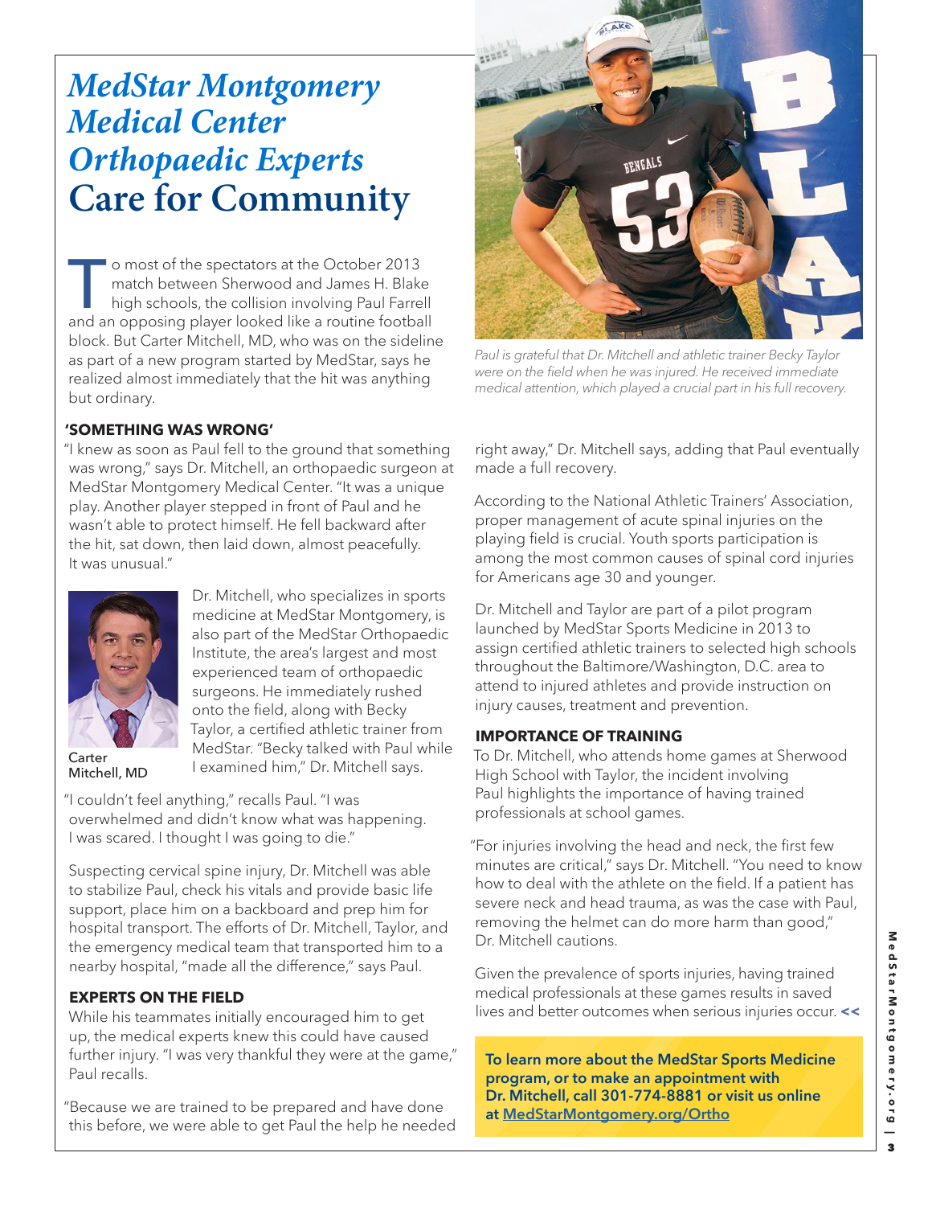# *MedStar Montgomery Medical Center Orthopaedic Experts* Care for Community

To most of the spectators at the October 2013 match between Sherwood and James H. Blake high schools, the collision involving Paul Farrell and an opposing player looked like a routine football block. But Carter Mitchell, MD, who was on the sideline as part of a new program started by MedStar, says he realized almost immediately that the hit was anything but ordinary.

*Paul is grateful that Dr. Mitchell and athletic trainer Becky Taylor were on the field when he was injured. He received immediate medical attention, which played a crucial part in his full recovery.*

**'SOMETHING WAS WRONG'**

"I knew as soon as Paul fell to the ground that something was wrong," says Dr. Mitchell, an orthopaedic surgeon at MedStar Montgomery Medical Center. "It was a unique play. Another player stepped in front of Paul and he wasn't able to protect himself. He fell backward after the hit, sat down, then laid down, almost peacefully. It was unusual."

Carter Mitchell, MD

Dr. Mitchell, who specializes in sports medicine at MedStar Montgomery, is also part of the MedStar Orthopaedic Institute, the area's largest and most experienced team of orthopaedic surgeons. He immediately rushed onto the field, along with Becky Taylor, a certified athletic trainer from MedStar. "Becky talked with Paul while I examined him," Dr. Mitchell says.

"I couldn't feel anything," recalls Paul. "I was overwhelmed and didn't know what was happening. I was scared. I thought I was going to die."

Suspecting cervical spine injury, Dr. Mitchell was able to stabilize Paul, check his vitals and provide basic life support, place him on a backboard and prep him for hospital transport. The efforts of Dr. Mitchell, Taylor, and the emergency medical team that transported him to a nearby hospital, "made all the difference," says Paul.

**EXPERTS ON THE FIELD**

While his teammates initially encouraged him to get up, the medical experts knew this could have caused further injury. "I was very thankful they were at the game," Paul recalls.

"Because we are trained to be prepared and have done this before, we were able to get Paul the help he needed right away," Dr. Mitchell says, adding that Paul eventually made a full recovery.

According to the National Athletic Trainers' Association, proper management of acute spinal injuries on the playing field is crucial. Youth sports participation is among the most common causes of spinal cord injuries for Americans age 30 and younger.

Dr. Mitchell and Taylor are part of a pilot program launched by MedStar Sports Medicine in 2013 to assign certified athletic trainers to selected high schools throughout the Baltimore/Washington, D.C. area to attend to injured athletes and provide instruction on injury causes, treatment and prevention.

**IMPORTANCE OF TRAINING**

To Dr. Mitchell, who attends home games at Sherwood High School with Taylor, the incident involving Paul highlights the importance of having trained professionals at school games.

"For injuries involving the head and neck, the first few minutes are critical," says Dr. Mitchell. "You need to know how to deal with the athlete on the field. If a patient has severe neck and head trauma, as was the case with Paul, removing the helmet can do more harm than good," Dr. Mitchell cautions.

Given the prevalence of sports injuries, having trained medical professionals at these games results in saved lives and better outcomes when serious injuries occur. **<<**

**To learn more about the MedStar Sports Medicine program, or to make an appointment with Dr. Mitchell, call 301-774-8881 or visit us online at MedStarMontgomery.org/Ortho**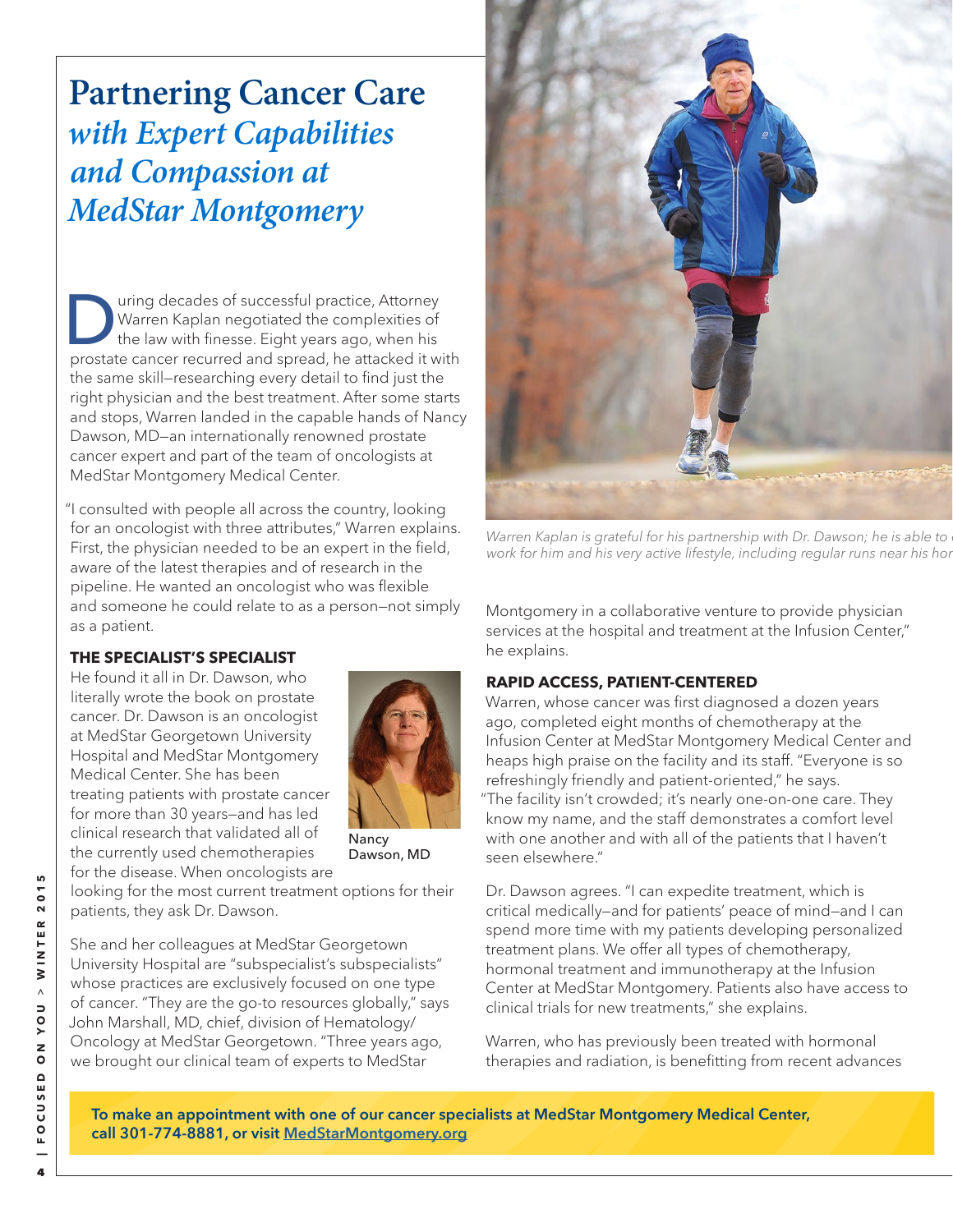# Partnering Cancer Care *with Expert Capabilities and Compassion at MedStar Montgomery*

During decades of successful practice, Attorney Warren Kaplan negotiated the complexities of the law with finesse. Eight years ago, when his prostate cancer recurred and spread, he attacked it with the same skill—researching every detail to find just the right physician and the best treatment. After some starts and stops, Warren landed in the capable hands of Nancy Dawson, MD—an internationally renowned prostate cancer expert and part of the team of oncologists at MedStar Montgomery Medical Center.

"I consulted with people all across the country, looking for an oncologist with three attributes," Warren explains. First, the physician needed to be an expert in the field, aware of the latest therapies and of research in the pipeline. He wanted an oncologist who was flexible and someone he could relate to as a person—not simply as a patient.

### THE SPECIALIST'S SPECIALIST

He found it all in Dr. Dawson, who literally wrote the book on prostate cancer. Dr. Dawson is an oncologist at MedStar Georgetown University Hospital and MedStar Montgomery Medical Center. She has been treating patients with prostate cancer for more than 30 years—and has led clinical research that validated all of the currently used chemotherapies for the disease. When oncologists are looking for the most current treatment options for their patients, they ask Dr. Dawson.

Nancy Dawson, MD

She and her colleagues at MedStar Georgetown University Hospital are "subspecialist's subspecialists" whose practices are exclusively focused on one type of cancer. "They are the go-to resources globally," says John Marshall, MD, chief, division of Hematology/Oncology at MedStar Georgetown. "Three years ago, we brought our clinical team of experts to MedStar Montgomery in a collaborative venture to provide physician services at the hospital and treatment at the Infusion Center," he explains.

*Warren Kaplan is grateful for his partnership with Dr. Dawson; he is able to work for him and his very active lifestyle, including regular runs near his hor*

### RAPID ACCESS, PATIENT-CENTERED

Warren, whose cancer was first diagnosed a dozen years ago, completed eight months of chemotherapy at the Infusion Center at MedStar Montgomery Medical Center and heaps high praise on the facility and its staff. "Everyone is so refreshingly friendly and patient-oriented," he says. "The facility isn't crowded; it's nearly one-on-one care. They know my name, and the staff demonstrates a comfort level with one another and with all of the patients that I haven't seen elsewhere."

Dr. Dawson agrees. "I can expedite treatment, which is critical medically—and for patients' peace of mind—and I can spend more time with my patients developing personalized treatment plans. We offer all types of chemotherapy, hormonal treatment and immunotherapy at the Infusion Center at MedStar Montgomery. Patients also have access to clinical trials for new treatments," she explains.

Warren, who has previously been treated with hormonal therapies and radiation, is benefitting from recent advances

**To make an appointment with one of our cancer specialists at MedStar Montgomery Medical Center, call 301-774-8881, or visit MedStarMontgomery.org**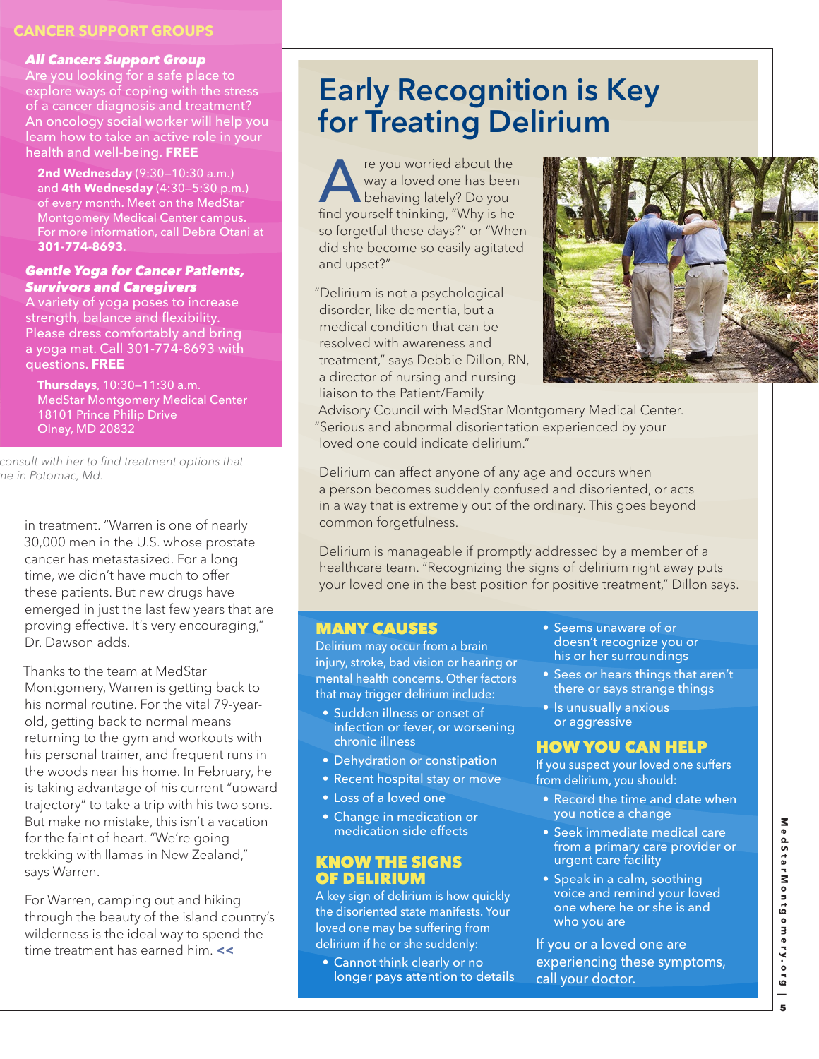## CANCER SUPPORT GROUPS

***All Cancers Support Group***

Are you looking for a safe place to explore ways of coping with the stress of a cancer diagnosis and treatment? An oncology social worker will help you learn how to take an active role in your health and well-being. **FREE**

**2nd Wednesday** (9:30–10:30 a.m.) and **4th Wednesday** (4:30–5:30 p.m.) of every month. Meet on the MedStar Montgomery Medical Center campus. For more information, call Debra Otani at **301-774-8693**.

***Gentle Yoga for Cancer Patients, Survivors and Caregivers***

A variety of yoga poses to increase strength, balance and flexibility. Please dress comfortably and bring a yoga mat. Call 301-774-8693 with questions. **FREE**

**Thursdays**, 10:30–11:30 a.m.
MedStar Montgomery Medical Center
18101 Prince Philip Drive
Olney, MD 20832

*consult with her to find treatment options that ne in Potomac, Md.*

in treatment. "Warren is one of nearly 30,000 men in the U.S. whose prostate cancer has metastasized. For a long time, we didn't have much to offer these patients. But new drugs have emerged in just the last few years that are proving effective. It's very encouraging," Dr. Dawson adds.

Thanks to the team at MedStar Montgomery, Warren is getting back to his normal routine. For the vital 79-year-old, getting back to normal means returning to the gym and workouts with his personal trainer, and frequent runs in the woods near his home. In February, he is taking advantage of his current "upward trajectory" to take a trip with his two sons. But make no mistake, this isn't a vacation for the faint of heart. "We're going trekking with llamas in New Zealand," says Warren.

For Warren, camping out and hiking through the beauty of the island country's wilderness is the ideal way to spend the time treatment has earned him. <<

# Early Recognition is Key for Treating Delirium

Are you worried about the way a loved one has been behaving lately? Do you find yourself thinking, "Why is he so forgetful these days?" or "When did she become so easily agitated and upset?"

"Delirium is not a psychological disorder, like dementia, but a medical condition that can be resolved with awareness and treatment," says Debbie Dillon, RN, a director of nursing and nursing liaison to the Patient/Family Advisory Council with MedStar Montgomery Medical Center. "Serious and abnormal disorientation experienced by your loved one could indicate delirium."

Delirium can affect anyone of any age and occurs when a person becomes suddenly confused and disoriented, or acts in a way that is extremely out of the ordinary. This goes beyond common forgetfulness.

Delirium is manageable if promptly addressed by a member of a healthcare team. "Recognizing the signs of delirium right away puts your loved one in the best position for positive treatment," Dillon says.

## MANY CAUSES

Delirium may occur from a brain injury, stroke, bad vision or hearing or mental health concerns. Other factors that may trigger delirium include:

- Sudden illness or onset of infection or fever, or worsening chronic illness
- Dehydration or constipation
- Recent hospital stay or move
- Loss of a loved one
- Change in medication or medication side effects

## KNOW THE SIGNS OF DELIRIUM

A key sign of delirium is how quickly the disoriented state manifests. Your loved one may be suffering from delirium if he or she suddenly:

- Cannot think clearly or no longer pays attention to details
- Seems unaware of or doesn't recognize you or his or her surroundings
- Sees or hears things that aren't there or says strange things
- Is unusually anxious or aggressive

## HOW YOU CAN HELP

If you suspect your loved one suffers from delirium, you should:

- Record the time and date when you notice a change
- Seek immediate medical care from a primary care provider or urgent care facility
- Speak in a calm, soothing voice and remind your loved one where he or she is and who you are

If you or a loved one are experiencing these symptoms, call your doctor.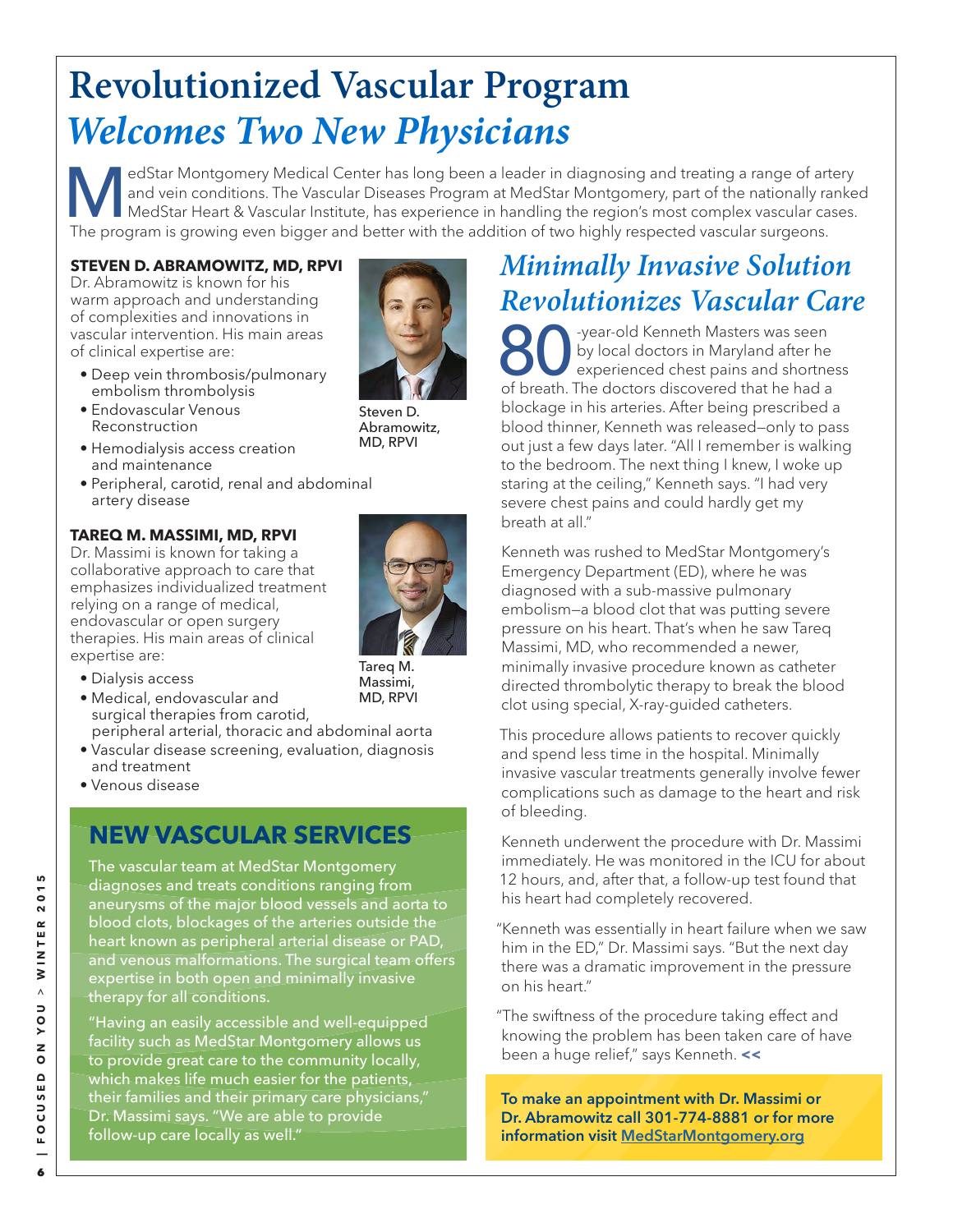# Revolutionized Vascular Program *Welcomes Two New Physicians*

MedStar Montgomery Medical Center has long been a leader in diagnosing and treating a range of artery and vein conditions. The Vascular Diseases Program at MedStar Montgomery, part of the nationally ranked MedStar Heart & Vascular Institute, has experience in handling the region's most complex vascular cases. The program is growing even bigger and better with the addition of two highly respected vascular surgeons.

**STEVEN D. ABRAMOWITZ, MD, RPVI**

Dr. Abramowitz is known for his warm approach and understanding of complexities and innovations in vascular intervention. His main areas of clinical expertise are:

- Deep vein thrombosis/pulmonary embolism thrombolysis
- Endovascular Venous Reconstruction
- Hemodialysis access creation and maintenance
- Peripheral, carotid, renal and abdominal artery disease

Steven D. Abramowitz, MD, RPVI

**TAREQ M. MASSIMI, MD, RPVI**

Dr. Massimi is known for taking a collaborative approach to care that emphasizes individualized treatment relying on a range of medical, endovascular or open surgery therapies. His main areas of clinical expertise are:

- Dialysis access
- Medical, endovascular and surgical therapies from carotid, peripheral arterial, thoracic and abdominal aorta
- Vascular disease screening, evaluation, diagnosis and treatment
- Venous disease

Tareq M. Massimi, MD, RPVI

## NEW VASCULAR SERVICES

The vascular team at MedStar Montgomery diagnoses and treats conditions ranging from aneurysms of the major blood vessels and aorta to blood clots, blockages of the arteries outside the heart known as peripheral arterial disease or PAD, and venous malformations. The surgical team offers expertise in both open and minimally invasive therapy for all conditions.

"Having an easily accessible and well-equipped facility such as MedStar Montgomery allows us to provide great care to the community locally, which makes life much easier for the patients, their families and their primary care physicians," Dr. Massimi says. "We are able to provide follow-up care locally as well."

## *Minimally Invasive Solution Revolutionizes Vascular Care*

80-year-old Kenneth Masters was seen by local doctors in Maryland after he experienced chest pains and shortness of breath. The doctors discovered that he had a blockage in his arteries. After being prescribed a blood thinner, Kenneth was released—only to pass out just a few days later. "All I remember is walking to the bedroom. The next thing I knew, I woke up staring at the ceiling," Kenneth says. "I had very severe chest pains and could hardly get my breath at all."

Kenneth was rushed to MedStar Montgomery's Emergency Department (ED), where he was diagnosed with a sub-massive pulmonary embolism—a blood clot that was putting severe pressure on his heart. That's when he saw Tareq Massimi, MD, who recommended a newer, minimally invasive procedure known as catheter directed thrombolytic therapy to break the blood clot using special, X-ray-guided catheters.

This procedure allows patients to recover quickly and spend less time in the hospital. Minimally invasive vascular treatments generally involve fewer complications such as damage to the heart and risk of bleeding.

Kenneth underwent the procedure with Dr. Massimi immediately. He was monitored in the ICU for about 12 hours, and, after that, a follow-up test found that his heart had completely recovered.

"Kenneth was essentially in heart failure when we saw him in the ED," Dr. Massimi says. "But the next day there was a dramatic improvement in the pressure on his heart."

"The swiftness of the procedure taking effect and knowing the problem has been taken care of have been a huge relief," says Kenneth. <<

**To make an appointment with Dr. Massimi or Dr. Abramowitz call 301-774-8881 or for more information visit MedStarMontgomery.org**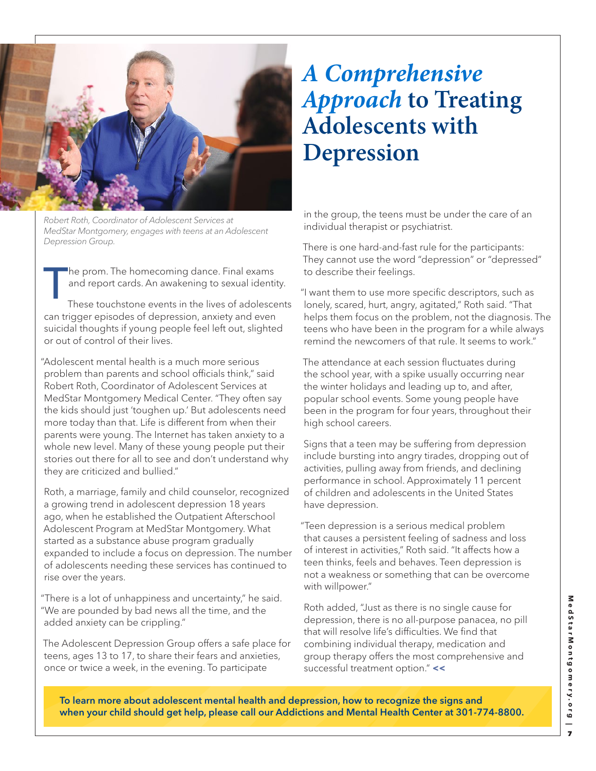# *A Comprehensive Approach* to Treating Adolescents with Depression

*Robert Roth, Coordinator of Adolescent Services at MedStar Montgomery, engages with teens at an Adolescent Depression Group.*

The prom. The homecoming dance. Final exams and report cards. An awakening to sexual identity.

These touchstone events in the lives of adolescents can trigger episodes of depression, anxiety and even suicidal thoughts if young people feel left out, slighted or out of control of their lives.

"Adolescent mental health is a much more serious problem than parents and school officials think," said Robert Roth, Coordinator of Adolescent Services at MedStar Montgomery Medical Center. "They often say the kids should just 'toughen up.' But adolescents need more today than that. Life is different from when their parents were young. The Internet has taken anxiety to a whole new level. Many of these young people put their stories out there for all to see and don't understand why they are criticized and bullied."

Roth, a marriage, family and child counselor, recognized a growing trend in adolescent depression 18 years ago, when he established the Outpatient Afterschool Adolescent Program at MedStar Montgomery. What started as a substance abuse program gradually expanded to include a focus on depression. The number of adolescents needing these services has continued to rise over the years.

"There is a lot of unhappiness and uncertainty," he said. "We are pounded by bad news all the time, and the added anxiety can be crippling."

The Adolescent Depression Group offers a safe place for teens, ages 13 to 17, to share their fears and anxieties, once or twice a week, in the evening. To participate in the group, the teens must be under the care of an individual therapist or psychiatrist.

There is one hard-and-fast rule for the participants: They cannot use the word "depression" or "depressed" to describe their feelings.

"I want them to use more specific descriptors, such as lonely, scared, hurt, angry, agitated," Roth said. "That helps them focus on the problem, not the diagnosis. The teens who have been in the program for a while always remind the newcomers of that rule. It seems to work."

The attendance at each session fluctuates during the school year, with a spike usually occurring near the winter holidays and leading up to, and after, popular school events. Some young people have been in the program for four years, throughout their high school careers.

Signs that a teen may be suffering from depression include bursting into angry tirades, dropping out of activities, pulling away from friends, and declining performance in school. Approximately 11 percent of children and adolescents in the United States have depression.

"Teen depression is a serious medical problem that causes a persistent feeling of sadness and loss of interest in activities," Roth said. "It affects how a teen thinks, feels and behaves. Teen depression is not a weakness or something that can be overcome with willpower."

Roth added, "Just as there is no single cause for depression, there is no all-purpose panacea, no pill that will resolve life's difficulties. We find that combining individual therapy, medication and group therapy offers the most comprehensive and successful treatment option." **<<**

**To learn more about adolescent mental health and depression, how to recognize the signs and when your child should get help, please call our Addictions and Mental Health Center at 301-774-8800.**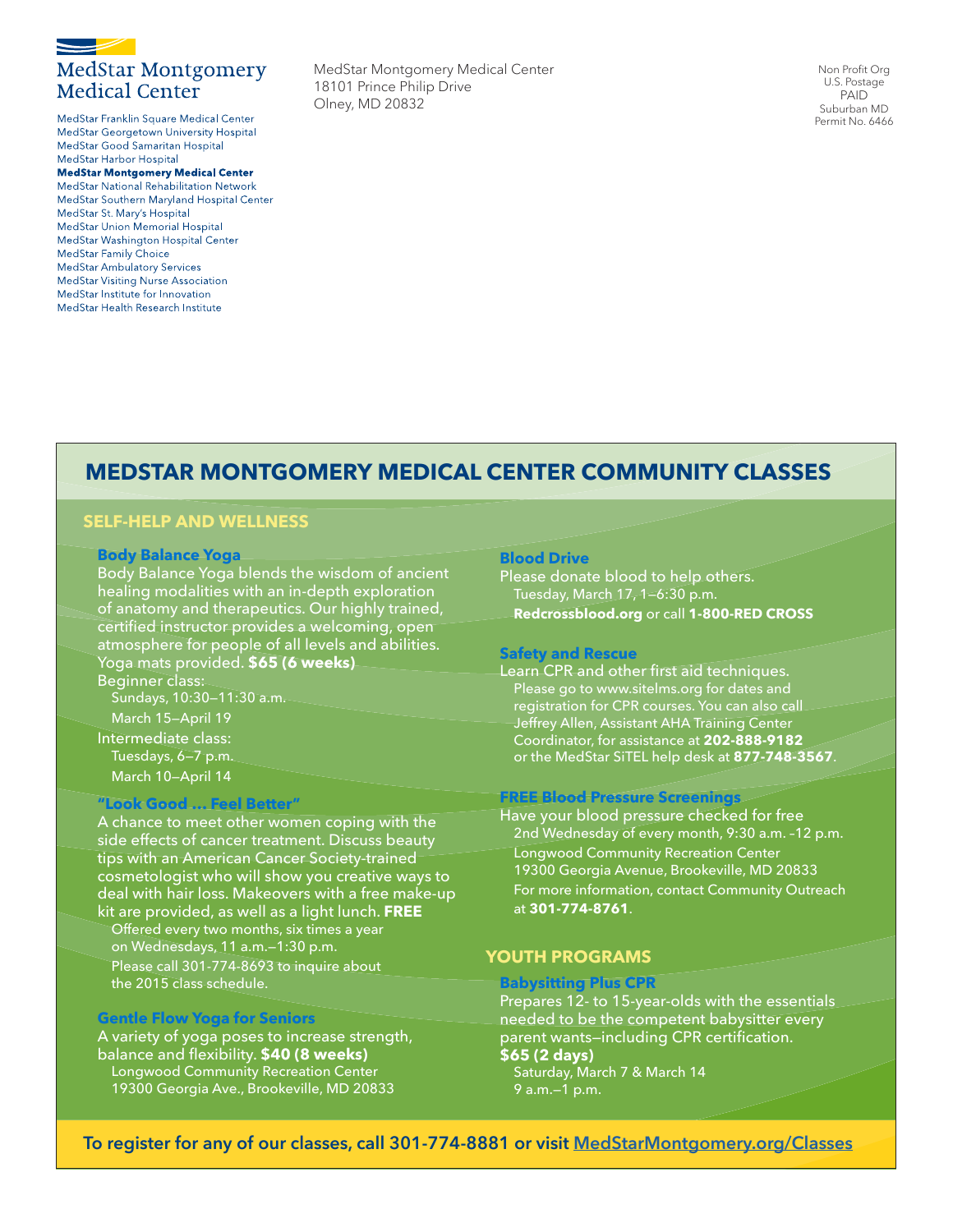MedStar Montgomery Medical Center

MedStar Franklin Square Medical Center
MedStar Georgetown University Hospital
MedStar Good Samaritan Hospital
MedStar Harbor Hospital
**MedStar Montgomery Medical Center**
MedStar National Rehabilitation Network
MedStar Southern Maryland Hospital Center
MedStar St. Mary's Hospital
MedStar Union Memorial Hospital
MedStar Washington Hospital Center
MedStar Family Choice
MedStar Ambulatory Services
MedStar Visiting Nurse Association
MedStar Institute for Innovation
MedStar Health Research Institute

MedStar Montgomery Medical Center
18101 Prince Philip Drive
Olney, MD 20832

Non Profit Org
U.S. Postage
PAID
Suburban MD
Permit No. 6466

# MEDSTAR MONTGOMERY MEDICAL CENTER COMMUNITY CLASSES

## SELF-HELP AND WELLNESS

### Body Balance Yoga

Body Balance Yoga blends the wisdom of ancient healing modalities with an in-depth exploration of anatomy and therapeutics. Our highly trained, certified instructor provides a welcoming, open atmosphere for people of all levels and abilities. Yoga mats provided. **$65 (6 weeks)**

Beginner class:
Sundays, 10:30—11:30 a.m.
March 15—April 19

Intermediate class:
Tuesdays, 6—7 p.m.
March 10—April 14

### "Look Good … Feel Better"

A chance to meet other women coping with the side effects of cancer treatment. Discuss beauty tips with an American Cancer Society-trained cosmetologist who will show you creative ways to deal with hair loss. Makeovers with a free make-up kit are provided, as well as a light lunch. **FREE**

Offered every two months, six times a year on Wednesdays, 11 a.m.—1:30 p.m.
Please call 301-774-8693 to inquire about the 2015 class schedule.

### Gentle Flow Yoga for Seniors

A variety of yoga poses to increase strength, balance and flexibility. **$40 (8 weeks)**

Longwood Community Recreation Center
19300 Georgia Ave., Brookeville, MD 20833

### Blood Drive

Please donate blood to help others.
Tuesday, March 17, 1—6:30 p.m.
**Redcrossblood.org** or call **1-800-RED CROSS**

### Safety and Rescue

Learn CPR and other first aid techniques.
Please go to www.sitelms.org for dates and registration for CPR courses. You can also call Jeffrey Allen, Assistant AHA Training Center Coordinator, for assistance at **202-888-9182** or the MedStar SiTEL help desk at **877-748-3567**.

### FREE Blood Pressure Screenings

Have your blood pressure checked for free
2nd Wednesday of every month, 9:30 a.m. –12 p.m.
Longwood Community Recreation Center
19300 Georgia Avenue, Brookeville, MD 20833
For more information, contact Community Outreach at **301-774-8761**.

## YOUTH PROGRAMS

### Babysitting Plus CPR

Prepares 12- to 15-year-olds with the essentials needed to be the competent babysitter every parent wants—including CPR certification.
**$65 (2 days)**
Saturday, March 7 & March 14
9 a.m.—1 p.m.

**To register for any of our classes, call 301-774-8881 or visit MedStarMontgomery.org/Classes**